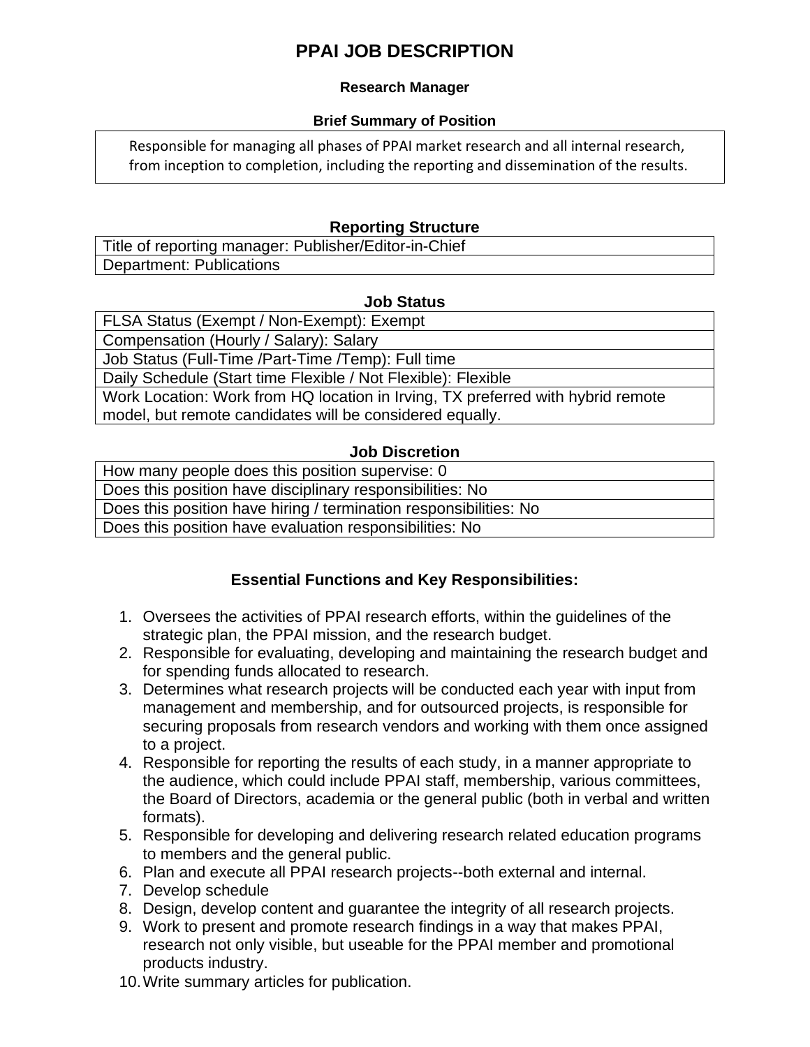# PPAI JOB DESCRIPTION

### Research Manager

#### Brief Summary of Position

Responsible for managing all phases of PPAI market research and all internal research, from inception to completion, including the reporting and dissemination of the results.

## Reporting Structure

| Title of reporting manager: Publisher/Editor-in-Chief |
|---|
| Department: Publications |

## Job Status

| FLSA Status (Exempt / Non-Exempt): Exempt |
|---|
| Compensation (Hourly / Salary): Salary |
| Job Status (Full-Time /Part-Time /Temp): Full time |
| Daily Schedule (Start time Flexible / Not Flexible): Flexible |
| Work Location: Work from HQ location in Irving, TX preferred with hybrid remote model, but remote candidates will be considered equally. |

## Job Discretion

| How many people does this position supervise: 0 |
|---|
| Does this position have disciplinary responsibilities: No |
| Does this position have hiring / termination responsibilities: No |
| Does this position have evaluation responsibilities: No |

## Essential Functions and Key Responsibilities:

1. Oversees the activities of PPAI research efforts, within the guidelines of the strategic plan, the PPAI mission, and the research budget.
2. Responsible for evaluating, developing and maintaining the research budget and for spending funds allocated to research.
3. Determines what research projects will be conducted each year with input from management and membership, and for outsourced projects, is responsible for securing proposals from research vendors and working with them once assigned to a project.
4. Responsible for reporting the results of each study, in a manner appropriate to the audience, which could include PPAI staff, membership, various committees, the Board of Directors, academia or the general public (both in verbal and written formats).
5. Responsible for developing and delivering research related education programs to members and the general public.
6. Plan and execute all PPAI research projects--both external and internal.
7. Develop schedule
8. Design, develop content and guarantee the integrity of all research projects.
9. Work to present and promote research findings in a way that makes PPAI, research not only visible, but useable for the PPAI member and promotional products industry.
10. Write summary articles for publication.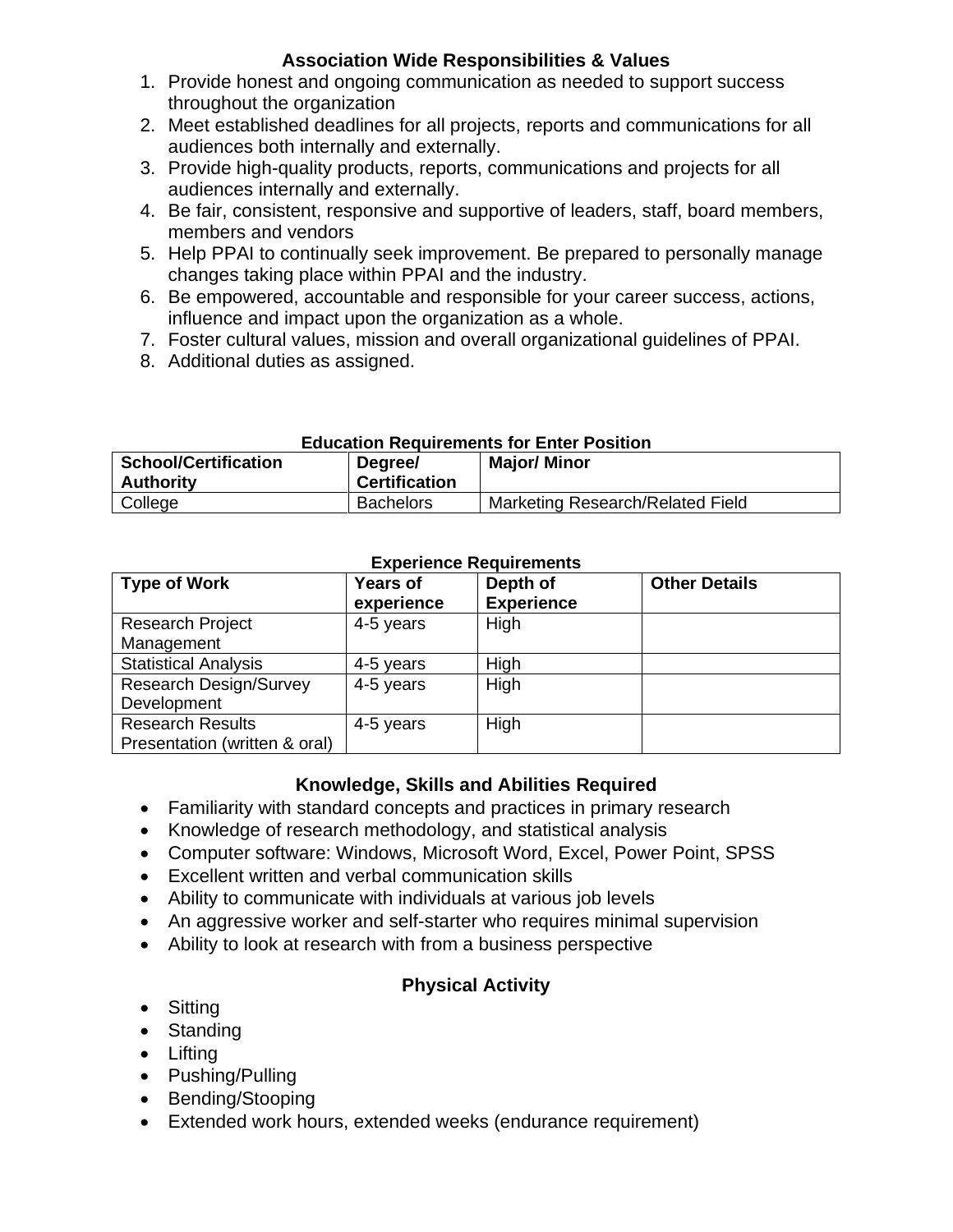## Association Wide Responsibilities & Values

1. Provide honest and ongoing communication as needed to support success throughout the organization
2. Meet established deadlines for all projects, reports and communications for all audiences both internally and externally.
3. Provide high-quality products, reports, communications and projects for all audiences internally and externally.
4. Be fair, consistent, responsive and supportive of leaders, staff, board members, members and vendors
5. Help PPAI to continually seek improvement. Be prepared to personally manage changes taking place within PPAI and the industry.
6. Be empowered, accountable and responsible for your career success, actions, influence and impact upon the organization as a whole.
7. Foster cultural values, mission and overall organizational guidelines of PPAI.
8. Additional duties as assigned.

**Education Requirements for Enter Position**

| School/Certification Authority | Degree/ Certification | Major/ Minor |
|---|---|---|
| College | Bachelors | Marketing Research/Related Field |

**Experience Requirements**

| Type of Work | Years of experience | Depth of Experience | Other Details |
|---|---|---|---|
| Research Project Management | 4-5 years | High | |
| Statistical Analysis | 4-5 years | High | |
| Research Design/Survey Development | 4-5 years | High | |
| Research Results Presentation (written & oral) | 4-5 years | High | |

## Knowledge, Skills and Abilities Required

- Familiarity with standard concepts and practices in primary research
- Knowledge of research methodology, and statistical analysis
- Computer software: Windows, Microsoft Word, Excel, Power Point, SPSS
- Excellent written and verbal communication skills
- Ability to communicate with individuals at various job levels
- An aggressive worker and self-starter who requires minimal supervision
- Ability to look at research with from a business perspective

## Physical Activity

- Sitting
- Standing
- Lifting
- Pushing/Pulling
- Bending/Stooping
- Extended work hours, extended weeks (endurance requirement)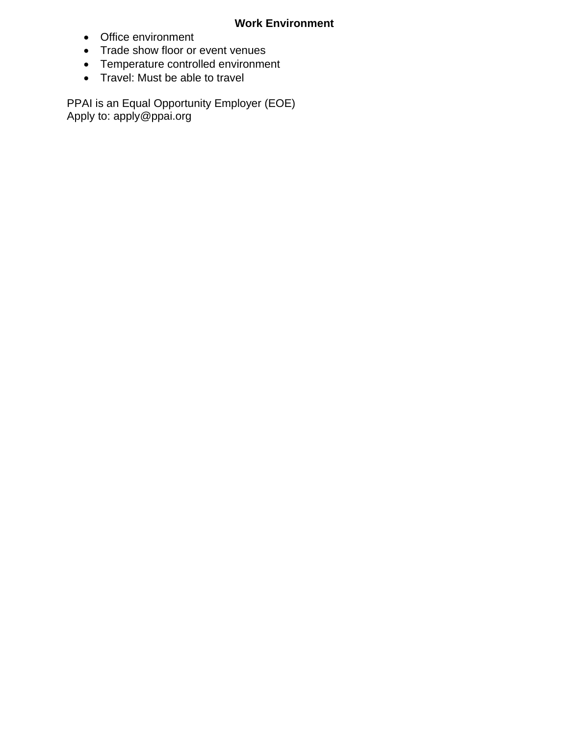**Work Environment**

- Office environment
- Trade show floor or event venues
- Temperature controlled environment
- Travel: Must be able to travel

PPAI is an Equal Opportunity Employer (EOE)
Apply to: apply@ppai.org